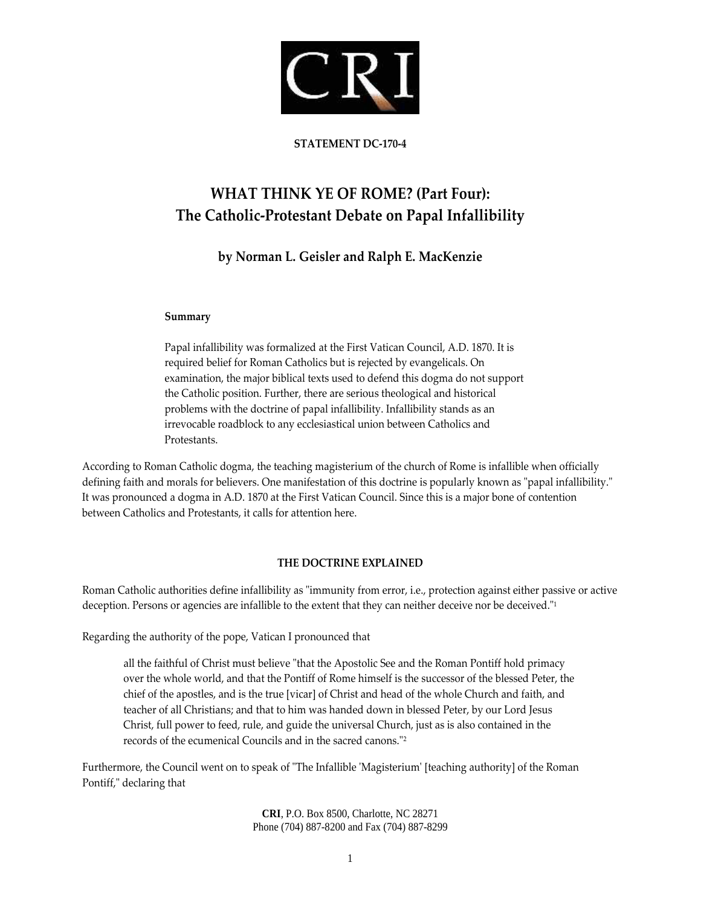CRI

**STATEMENT DC-170-4**

# WHAT THINK YE OF ROME? (Part Four): The Catholic-Protestant Debate on Papal Infallibility

### by Norman L. Geisler and Ralph E. MacKenzie

**Summary**

Papal infallibility was formalized at the First Vatican Council, A.D. 1870. It is required belief for Roman Catholics but is rejected by evangelicals. On examination, the major biblical texts used to defend this dogma do not support the Catholic position. Further, there are serious theological and historical problems with the doctrine of papal infallibility. Infallibility stands as an irrevocable roadblock to any ecclesiastical union between Catholics and Protestants.

According to Roman Catholic dogma, the teaching magisterium of the church of Rome is infallible when officially defining faith and morals for believers. One manifestation of this doctrine is popularly known as "papal infallibility." It was pronounced a dogma in A.D. 1870 at the First Vatican Council. Since this is a major bone of contention between Catholics and Protestants, it calls for attention here.

## THE DOCTRINE EXPLAINED

Roman Catholic authorities define infallibility as "immunity from error, i.e., protection against either passive or active deception. Persons or agencies are infallible to the extent that they can neither deceive nor be deceived."[1]

Regarding the authority of the pope, Vatican I pronounced that

> all the faithful of Christ must believe "that the Apostolic See and the Roman Pontiff hold primacy over the whole world, and that the Pontiff of Rome himself is the successor of the blessed Peter, the chief of the apostles, and is the true [vicar] of Christ and head of the whole Church and faith, and teacher of all Christians; and that to him was handed down in blessed Peter, by our Lord Jesus Christ, full power to feed, rule, and guide the universal Church, just as is also contained in the records of the ecumenical Councils and in the sacred canons."[2]

Furthermore, the Council went on to speak of "The Infallible 'Magisterium' [teaching authority] of the Roman Pontiff," declaring that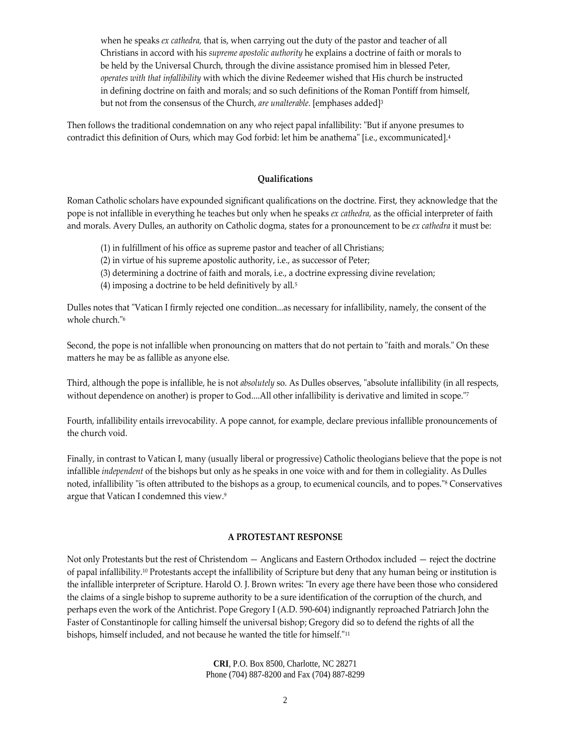> when he speaks *ex cathedra,* that is, when carrying out the duty of the pastor and teacher of all Christians in accord with his *supreme apostolic authority* he explains a doctrine of faith or morals to be held by the Universal Church, through the divine assistance promised him in blessed Peter, *operates with that infallibility* with which the divine Redeemer wished that His church be instructed in defining doctrine on faith and morals; and so such definitions of the Roman Pontiff from himself, but not from the consensus of the Church, *are unalterable.* [emphases added][3]

Then follows the traditional condemnation on any who reject papal infallibility: "But if anyone presumes to contradict this definition of Ours, which may God forbid: let him be anathema" [i.e., excommunicated].[4]

### Qualifications

Roman Catholic scholars have expounded significant qualifications on the doctrine. First, they acknowledge that the pope is not infallible in everything he teaches but only when he speaks *ex cathedra,* as the official interpreter of faith and morals. Avery Dulles, an authority on Catholic dogma, states for a pronouncement to be *ex cathedra* it must be:

> (1) in fulfillment of his office as supreme pastor and teacher of all Christians;
> (2) in virtue of his supreme apostolic authority, i.e., as successor of Peter;
> (3) determining a doctrine of faith and morals, i.e., a doctrine expressing divine revelation;
> (4) imposing a doctrine to be held definitively by all.[5]

Dulles notes that "Vatican I firmly rejected one condition...as necessary for infallibility, namely, the consent of the whole church."[6]

Second, the pope is not infallible when pronouncing on matters that do not pertain to "faith and morals." On these matters he may be as fallible as anyone else.

Third, although the pope is infallible, he is not *absolutely* so. As Dulles observes, "absolute infallibility (in all respects, without dependence on another) is proper to God....All other infallibility is derivative and limited in scope."[7]

Fourth, infallibility entails irrevocability. A pope cannot, for example, declare previous infallible pronouncements of the church void.

Finally, in contrast to Vatican I, many (usually liberal or progressive) Catholic theologians believe that the pope is not infallible *independent* of the bishops but only as he speaks in one voice with and for them in collegiality. As Dulles noted, infallibility "is often attributed to the bishops as a group, to ecumenical councils, and to popes."[8] Conservatives argue that Vatican I condemned this view.[9]

## A PROTESTANT RESPONSE

Not only Protestants but the rest of Christendom — Anglicans and Eastern Orthodox included — reject the doctrine of papal infallibility.[10] Protestants accept the infallibility of Scripture but deny that any human being or institution is the infallible interpreter of Scripture. Harold O. J. Brown writes: "In every age there have been those who considered the claims of a single bishop to supreme authority to be a sure identification of the corruption of the church, and perhaps even the work of the Antichrist. Pope Gregory I (A.D. 590-604) indignantly reproached Patriarch John the Faster of Constantinople for calling himself the universal bishop; Gregory did so to defend the rights of all the bishops, himself included, and not because he wanted the title for himself."[11]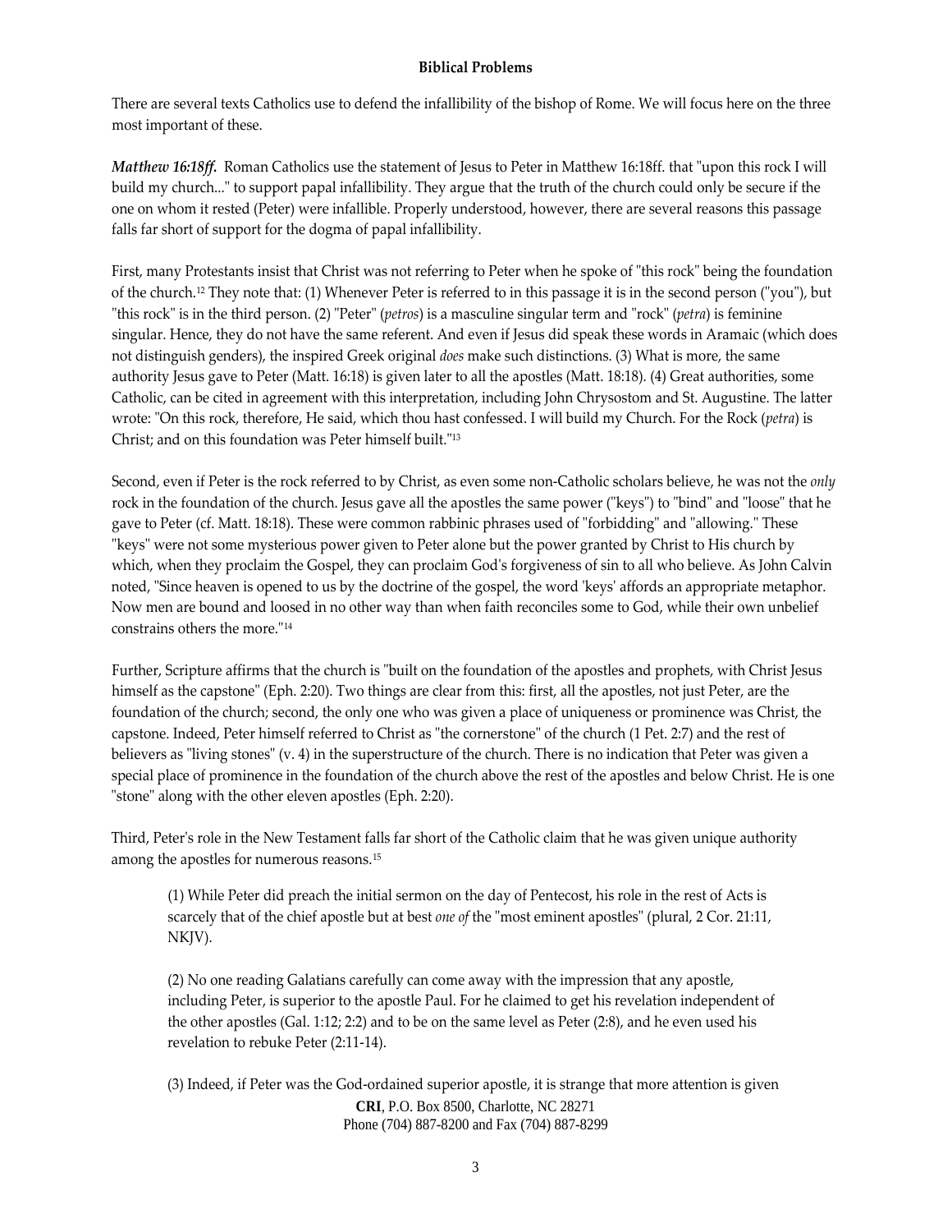## Biblical Problems

There are several texts Catholics use to defend the infallibility of the bishop of Rome. We will focus here on the three most important of these.

***Matthew 16:18ff.*** Roman Catholics use the statement of Jesus to Peter in Matthew 16:18ff. that "upon this rock I will build my church..." to support papal infallibility. They argue that the truth of the church could only be secure if the one on whom it rested (Peter) were infallible. Properly understood, however, there are several reasons this passage falls far short of support for the dogma of papal infallibility.

First, many Protestants insist that Christ was not referring to Peter when he spoke of "this rock" being the foundation of the church.[12] They note that: (1) Whenever Peter is referred to in this passage it is in the second person ("you"), but "this rock" is in the third person. (2) "Peter" (*petros*) is a masculine singular term and "rock" (*petra*) is feminine singular. Hence, they do not have the same referent. And even if Jesus did speak these words in Aramaic (which does not distinguish genders), the inspired Greek original *does* make such distinctions. (3) What is more, the same authority Jesus gave to Peter (Matt. 16:18) is given later to all the apostles (Matt. 18:18). (4) Great authorities, some Catholic, can be cited in agreement with this interpretation, including John Chrysostom and St. Augustine. The latter wrote: "On this rock, therefore, He said, which thou hast confessed. I will build my Church. For the Rock (*petra*) is Christ; and on this foundation was Peter himself built."[13]

Second, even if Peter is the rock referred to by Christ, as even some non-Catholic scholars believe, he was not the *only* rock in the foundation of the church. Jesus gave all the apostles the same power ("keys") to "bind" and "loose" that he gave to Peter (cf. Matt. 18:18). These were common rabbinic phrases used of "forbidding" and "allowing." These "keys" were not some mysterious power given to Peter alone but the power granted by Christ to His church by which, when they proclaim the Gospel, they can proclaim God's forgiveness of sin to all who believe. As John Calvin noted, "Since heaven is opened to us by the doctrine of the gospel, the word 'keys' affords an appropriate metaphor. Now men are bound and loosed in no other way than when faith reconciles some to God, while their own unbelief constrains others the more."[14]

Further, Scripture affirms that the church is "built on the foundation of the apostles and prophets, with Christ Jesus himself as the capstone" (Eph. 2:20). Two things are clear from this: first, all the apostles, not just Peter, are the foundation of the church; second, the only one who was given a place of uniqueness or prominence was Christ, the capstone. Indeed, Peter himself referred to Christ as "the cornerstone" of the church (1 Pet. 2:7) and the rest of believers as "living stones" (v. 4) in the superstructure of the church. There is no indication that Peter was given a special place of prominence in the foundation of the church above the rest of the apostles and below Christ. He is one "stone" along with the other eleven apostles (Eph. 2:20).

Third, Peter's role in the New Testament falls far short of the Catholic claim that he was given unique authority among the apostles for numerous reasons.[15]

> (1) While Peter did preach the initial sermon on the day of Pentecost, his role in the rest of Acts is scarcely that of the chief apostle but at best *one of* the "most eminent apostles" (plural, 2 Cor. 21:11, NKJV).
>
> (2) No one reading Galatians carefully can come away with the impression that any apostle, including Peter, is superior to the apostle Paul. For he claimed to get his revelation independent of the other apostles (Gal. 1:12; 2:2) and to be on the same level as Peter (2:8), and he even used his revelation to rebuke Peter (2:11-14).
>
> (3) Indeed, if Peter was the God-ordained superior apostle, it is strange that more attention is given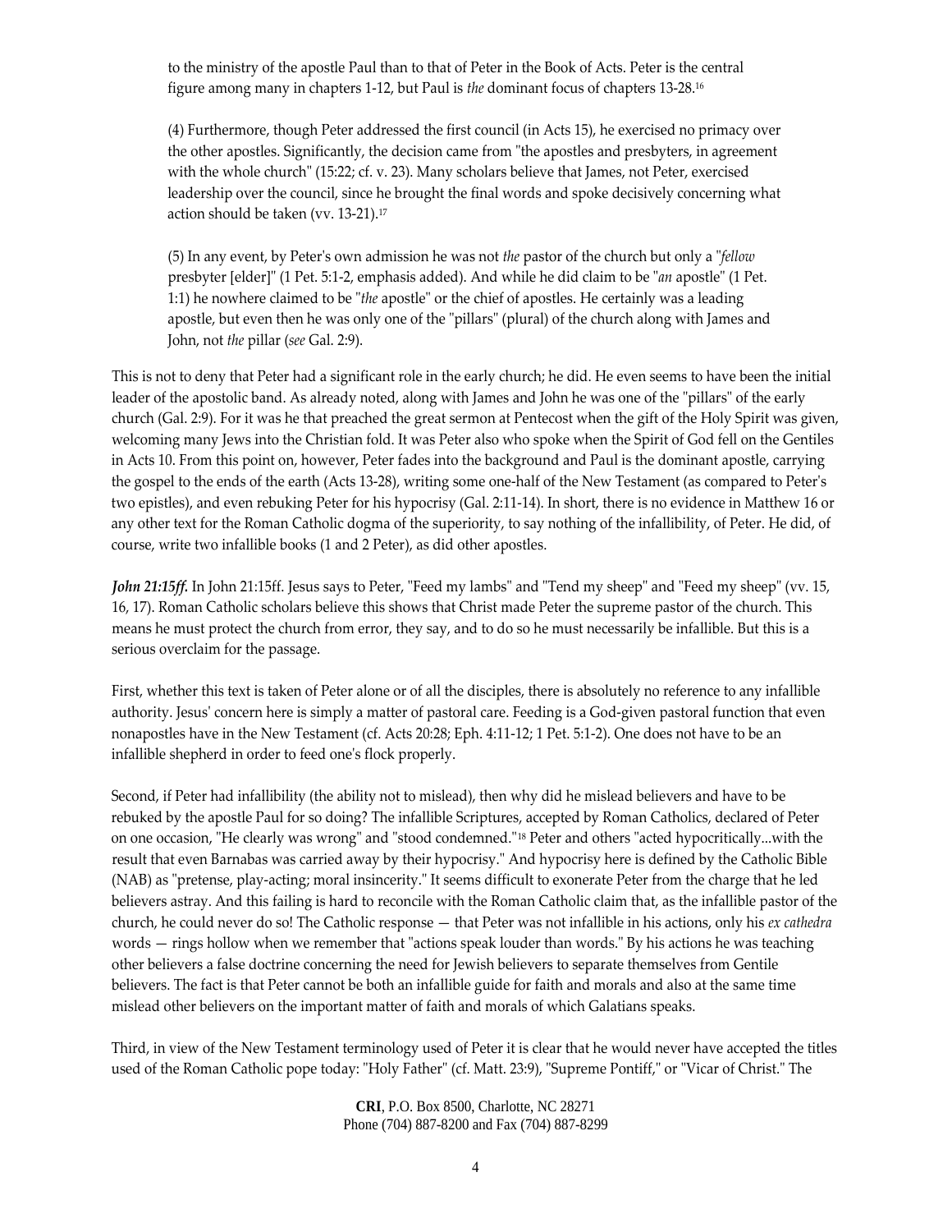to the ministry of the apostle Paul than to that of Peter in the Book of Acts. Peter is the central figure among many in chapters 1-12, but Paul is *the* dominant focus of chapters 13-28.[16]

(4) Furthermore, though Peter addressed the first council (in Acts 15), he exercised no primacy over the other apostles. Significantly, the decision came from "the apostles and presbyters, in agreement with the whole church" (15:22; cf. v. 23). Many scholars believe that James, not Peter, exercised leadership over the council, since he brought the final words and spoke decisively concerning what action should be taken (vv. 13-21).[17]

(5) In any event, by Peter's own admission he was not *the* pastor of the church but only a "*fellow* presbyter [elder]" (1 Pet. 5:1-2, emphasis added). And while he did claim to be "*an* apostle" (1 Pet. 1:1) he nowhere claimed to be "*the* apostle" or the chief of apostles. He certainly was a leading apostle, but even then he was only one of the "pillars" (plural) of the church along with James and John, not *the* pillar (*see* Gal. 2:9).

This is not to deny that Peter had a significant role in the early church; he did. He even seems to have been the initial leader of the apostolic band. As already noted, along with James and John he was one of the "pillars" of the early church (Gal. 2:9). For it was he that preached the great sermon at Pentecost when the gift of the Holy Spirit was given, welcoming many Jews into the Christian fold. It was Peter also who spoke when the Spirit of God fell on the Gentiles in Acts 10. From this point on, however, Peter fades into the background and Paul is the dominant apostle, carrying the gospel to the ends of the earth (Acts 13-28), writing some one-half of the New Testament (as compared to Peter's two epistles), and even rebuking Peter for his hypocrisy (Gal. 2:11-14). In short, there is no evidence in Matthew 16 or any other text for the Roman Catholic dogma of the superiority, to say nothing of the infallibility, of Peter. He did, of course, write two infallible books (1 and 2 Peter), as did other apostles.

***John 21:15ff.*** In John 21:15ff. Jesus says to Peter, "Feed my lambs" and "Tend my sheep" and "Feed my sheep" (vv. 15, 16, 17). Roman Catholic scholars believe this shows that Christ made Peter the supreme pastor of the church. This means he must protect the church from error, they say, and to do so he must necessarily be infallible. But this is a serious overclaim for the passage.

First, whether this text is taken of Peter alone or of all the disciples, there is absolutely no reference to any infallible authority. Jesus' concern here is simply a matter of pastoral care. Feeding is a God-given pastoral function that even nonapostles have in the New Testament (cf. Acts 20:28; Eph. 4:11-12; 1 Pet. 5:1-2). One does not have to be an infallible shepherd in order to feed one's flock properly.

Second, if Peter had infallibility (the ability not to mislead), then why did he mislead believers and have to be rebuked by the apostle Paul for so doing? The infallible Scriptures, accepted by Roman Catholics, declared of Peter on one occasion, "He clearly was wrong" and "stood condemned."[18] Peter and others "acted hypocritically...with the result that even Barnabas was carried away by their hypocrisy." And hypocrisy here is defined by the Catholic Bible (NAB) as "pretense, play-acting; moral insincerity." It seems difficult to exonerate Peter from the charge that he led believers astray. And this failing is hard to reconcile with the Roman Catholic claim that, as the infallible pastor of the church, he could never do so! The Catholic response — that Peter was not infallible in his actions, only his *ex cathedra* words — rings hollow when we remember that "actions speak louder than words." By his actions he was teaching other believers a false doctrine concerning the need for Jewish believers to separate themselves from Gentile believers. The fact is that Peter cannot be both an infallible guide for faith and morals and also at the same time mislead other believers on the important matter of faith and morals of which Galatians speaks.

Third, in view of the New Testament terminology used of Peter it is clear that he would never have accepted the titles used of the Roman Catholic pope today: "Holy Father" (cf. Matt. 23:9), "Supreme Pontiff," or "Vicar of Christ." The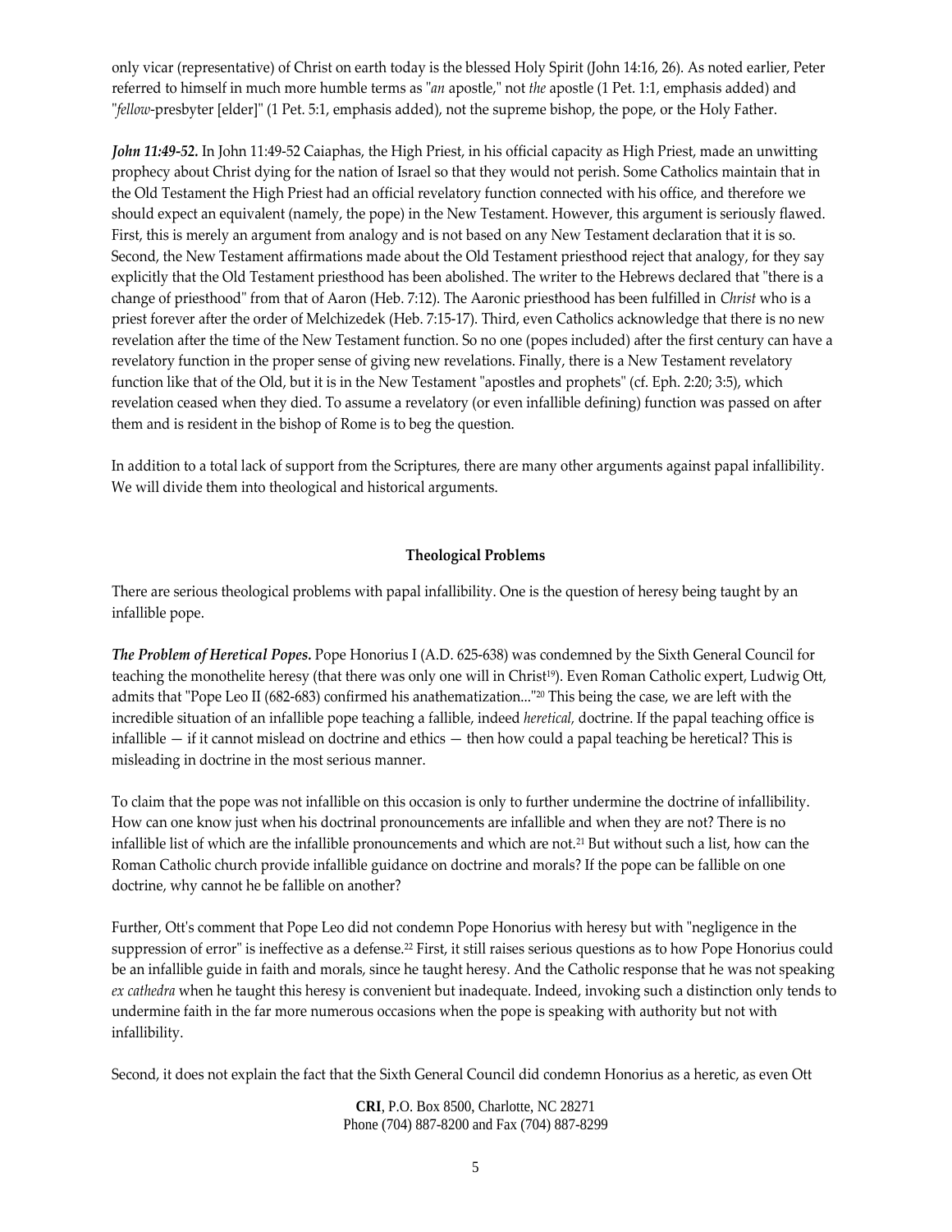only vicar (representative) of Christ on earth today is the blessed Holy Spirit (John 14:16, 26). As noted earlier, Peter referred to himself in much more humble terms as "*an* apostle," not *the* apostle (1 Pet. 1:1, emphasis added) and "*fellow*-presbyter [elder]" (1 Pet. 5:1, emphasis added), not the supreme bishop, the pope, or the Holy Father.

***John 11:49-52.*** In John 11:49-52 Caiaphas, the High Priest, in his official capacity as High Priest, made an unwitting prophecy about Christ dying for the nation of Israel so that they would not perish. Some Catholics maintain that in the Old Testament the High Priest had an official revelatory function connected with his office, and therefore we should expect an equivalent (namely, the pope) in the New Testament. However, this argument is seriously flawed. First, this is merely an argument from analogy and is not based on any New Testament declaration that it is so. Second, the New Testament affirmations made about the Old Testament priesthood reject that analogy, for they say explicitly that the Old Testament priesthood has been abolished. The writer to the Hebrews declared that "there is a change of priesthood" from that of Aaron (Heb. 7:12). The Aaronic priesthood has been fulfilled in *Christ* who is a priest forever after the order of Melchizedek (Heb. 7:15-17). Third, even Catholics acknowledge that there is no new revelation after the time of the New Testament function. So no one (popes included) after the first century can have a revelatory function in the proper sense of giving new revelations. Finally, there is a New Testament revelatory function like that of the Old, but it is in the New Testament "apostles and prophets" (cf. Eph. 2:20; 3:5), which revelation ceased when they died. To assume a revelatory (or even infallible defining) function was passed on after them and is resident in the bishop of Rome is to beg the question.

In addition to a total lack of support from the Scriptures, there are many other arguments against papal infallibility. We will divide them into theological and historical arguments.

### Theological Problems

There are serious theological problems with papal infallibility. One is the question of heresy being taught by an infallible pope.

***The Problem of Heretical Popes.*** Pope Honorius I (A.D. 625-638) was condemned by the Sixth General Council for teaching the monothelite heresy (that there was only one will in Christ[19]). Even Roman Catholic expert, Ludwig Ott, admits that "Pope Leo II (682-683) confirmed his anathematization..."[20] This being the case, we are left with the incredible situation of an infallible pope teaching a fallible, indeed *heretical,* doctrine. If the papal teaching office is infallible — if it cannot mislead on doctrine and ethics — then how could a papal teaching be heretical? This is misleading in doctrine in the most serious manner.

To claim that the pope was not infallible on this occasion is only to further undermine the doctrine of infallibility. How can one know just when his doctrinal pronouncements are infallible and when they are not? There is no infallible list of which are the infallible pronouncements and which are not.[21] But without such a list, how can the Roman Catholic church provide infallible guidance on doctrine and morals? If the pope can be fallible on one doctrine, why cannot he be fallible on another?

Further, Ott's comment that Pope Leo did not condemn Pope Honorius with heresy but with "negligence in the suppression of error" is ineffective as a defense.[22] First, it still raises serious questions as to how Pope Honorius could be an infallible guide in faith and morals, since he taught heresy. And the Catholic response that he was not speaking *ex cathedra* when he taught this heresy is convenient but inadequate. Indeed, invoking such a distinction only tends to undermine faith in the far more numerous occasions when the pope is speaking with authority but not with infallibility.

Second, it does not explain the fact that the Sixth General Council did condemn Honorius as a heretic, as even Ott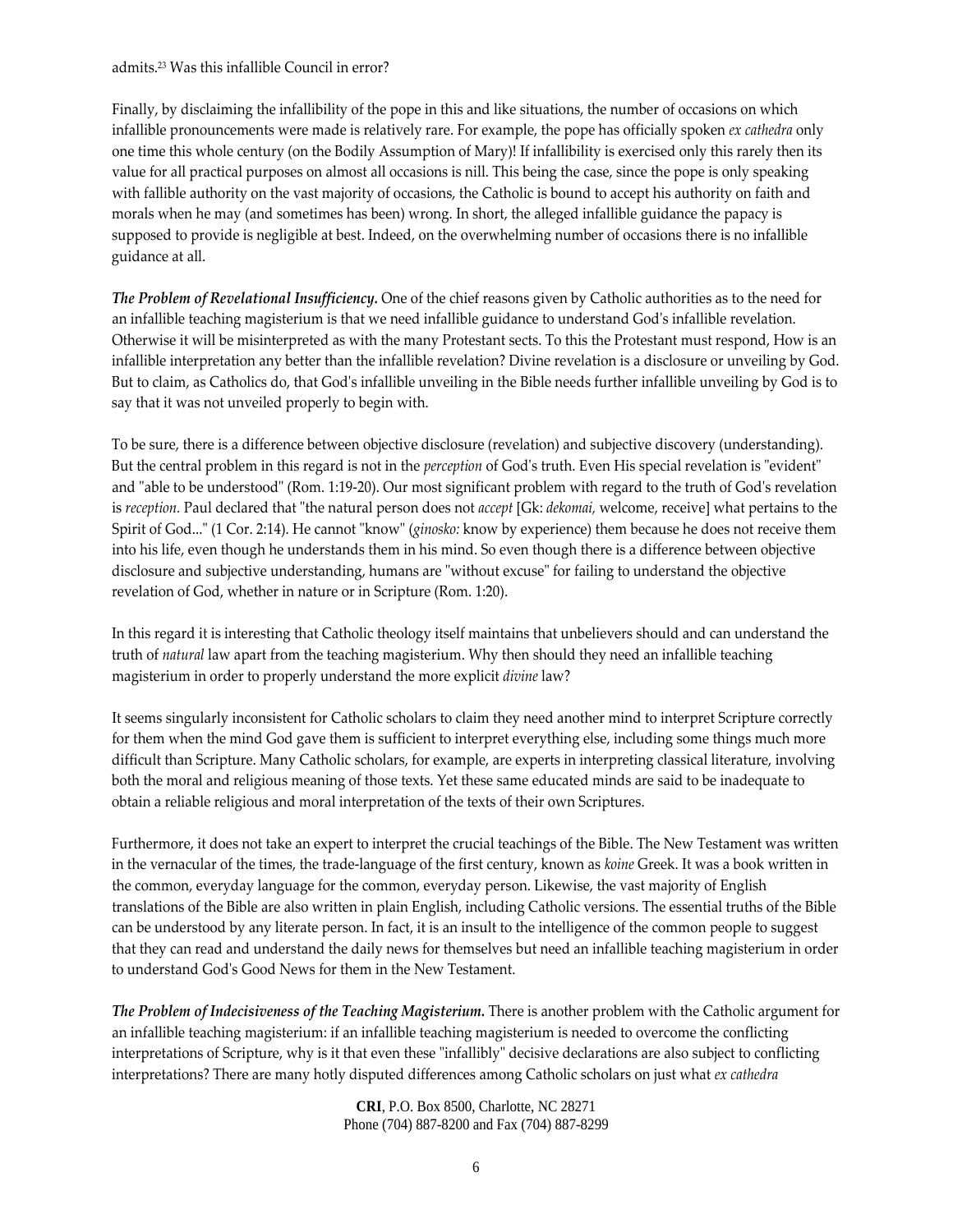admits.[23] Was this infallible Council in error?

Finally, by disclaiming the infallibility of the pope in this and like situations, the number of occasions on which infallible pronouncements were made is relatively rare. For example, the pope has officially spoken *ex cathedra* only one time this whole century (on the Bodily Assumption of Mary)! If infallibility is exercised only this rarely then its value for all practical purposes on almost all occasions is nill. This being the case, since the pope is only speaking with fallible authority on the vast majority of occasions, the Catholic is bound to accept his authority on faith and morals when he may (and sometimes has been) wrong. In short, the alleged infallible guidance the papacy is supposed to provide is negligible at best. Indeed, on the overwhelming number of occasions there is no infallible guidance at all.

***The Problem of Revelational Insufficiency.*** One of the chief reasons given by Catholic authorities as to the need for an infallible teaching magisterium is that we need infallible guidance to understand God's infallible revelation. Otherwise it will be misinterpreted as with the many Protestant sects. To this the Protestant must respond, How is an infallible interpretation any better than the infallible revelation? Divine revelation is a disclosure or unveiling by God. But to claim, as Catholics do, that God's infallible unveiling in the Bible needs further infallible unveiling by God is to say that it was not unveiled properly to begin with.

To be sure, there is a difference between objective disclosure (revelation) and subjective discovery (understanding). But the central problem in this regard is not in the *perception* of God's truth. Even His special revelation is "evident" and "able to be understood" (Rom. 1:19-20). Our most significant problem with regard to the truth of God's revelation is *reception.* Paul declared that "the natural person does not *accept* [Gk: *dekomai,* welcome, receive] what pertains to the Spirit of God..." (1 Cor. 2:14). He cannot "know" (*ginosko:* know by experience) them because he does not receive them into his life, even though he understands them in his mind. So even though there is a difference between objective disclosure and subjective understanding, humans are "without excuse" for failing to understand the objective revelation of God, whether in nature or in Scripture (Rom. 1:20).

In this regard it is interesting that Catholic theology itself maintains that unbelievers should and can understand the truth of *natural* law apart from the teaching magisterium. Why then should they need an infallible teaching magisterium in order to properly understand the more explicit *divine* law?

It seems singularly inconsistent for Catholic scholars to claim they need another mind to interpret Scripture correctly for them when the mind God gave them is sufficient to interpret everything else, including some things much more difficult than Scripture. Many Catholic scholars, for example, are experts in interpreting classical literature, involving both the moral and religious meaning of those texts. Yet these same educated minds are said to be inadequate to obtain a reliable religious and moral interpretation of the texts of their own Scriptures.

Furthermore, it does not take an expert to interpret the crucial teachings of the Bible. The New Testament was written in the vernacular of the times, the trade-language of the first century, known as *koine* Greek. It was a book written in the common, everyday language for the common, everyday person. Likewise, the vast majority of English translations of the Bible are also written in plain English, including Catholic versions. The essential truths of the Bible can be understood by any literate person. In fact, it is an insult to the intelligence of the common people to suggest that they can read and understand the daily news for themselves but need an infallible teaching magisterium in order to understand God's Good News for them in the New Testament.

***The Problem of Indecisiveness of the Teaching Magisterium.*** There is another problem with the Catholic argument for an infallible teaching magisterium: if an infallible teaching magisterium is needed to overcome the conflicting interpretations of Scripture, why is it that even these "infallibly" decisive declarations are also subject to conflicting interpretations? There are many hotly disputed differences among Catholic scholars on just what *ex cathedra*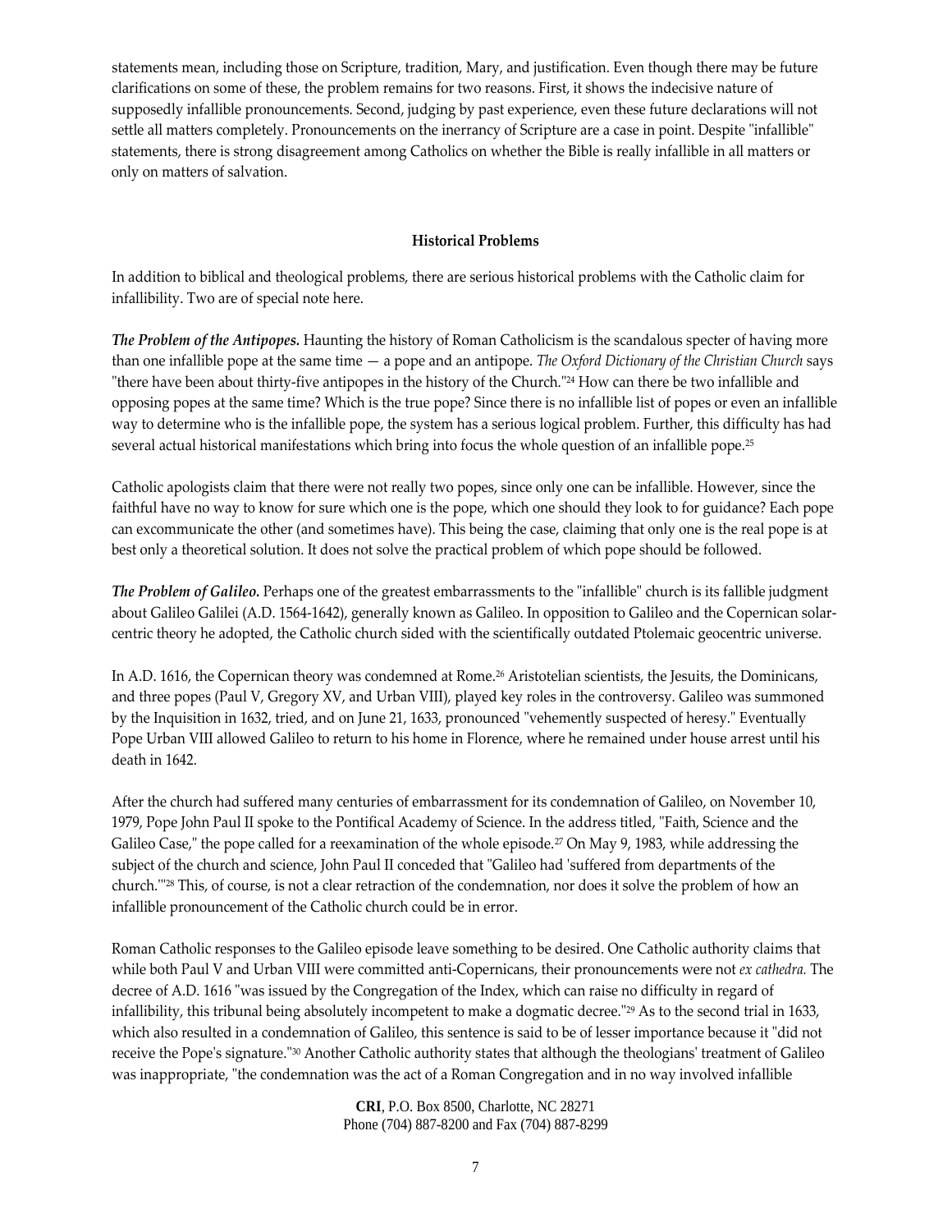statements mean, including those on Scripture, tradition, Mary, and justification. Even though there may be future clarifications on some of these, the problem remains for two reasons. First, it shows the indecisive nature of supposedly infallible pronouncements. Second, judging by past experience, even these future declarations will not settle all matters completely. Pronouncements on the inerrancy of Scripture are a case in point. Despite "infallible" statements, there is strong disagreement among Catholics on whether the Bible is really infallible in all matters or only on matters of salvation.

### Historical Problems

In addition to biblical and theological problems, there are serious historical problems with the Catholic claim for infallibility. Two are of special note here.

***The Problem of the Antipopes.*** Haunting the history of Roman Catholicism is the scandalous specter of having more than one infallible pope at the same time — a pope and an antipope. *The Oxford Dictionary of the Christian Church* says "there have been about thirty-five antipopes in the history of the Church."[24] How can there be two infallible and opposing popes at the same time? Which is the true pope? Since there is no infallible list of popes or even an infallible way to determine who is the infallible pope, the system has a serious logical problem. Further, this difficulty has had several actual historical manifestations which bring into focus the whole question of an infallible pope.[25]

Catholic apologists claim that there were not really two popes, since only one can be infallible. However, since the faithful have no way to know for sure which one is the pope, which one should they look to for guidance? Each pope can excommunicate the other (and sometimes have). This being the case, claiming that only one is the real pope is at best only a theoretical solution. It does not solve the practical problem of which pope should be followed.

***The Problem of Galileo.*** Perhaps one of the greatest embarrassments to the "infallible" church is its fallible judgment about Galileo Galilei (A.D. 1564-1642), generally known as Galileo. In opposition to Galileo and the Copernican solar-centric theory he adopted, the Catholic church sided with the scientifically outdated Ptolemaic geocentric universe.

In A.D. 1616, the Copernican theory was condemned at Rome.[26] Aristotelian scientists, the Jesuits, the Dominicans, and three popes (Paul V, Gregory XV, and Urban VIII), played key roles in the controversy. Galileo was summoned by the Inquisition in 1632, tried, and on June 21, 1633, pronounced "vehemently suspected of heresy." Eventually Pope Urban VIII allowed Galileo to return to his home in Florence, where he remained under house arrest until his death in 1642.

After the church had suffered many centuries of embarrassment for its condemnation of Galileo, on November 10, 1979, Pope John Paul II spoke to the Pontifical Academy of Science. In the address titled, "Faith, Science and the Galileo Case," the pope called for a reexamination of the whole episode.[27] On May 9, 1983, while addressing the subject of the church and science, John Paul II conceded that "Galileo had 'suffered from departments of the church.'"[28] This, of course, is not a clear retraction of the condemnation, nor does it solve the problem of how an infallible pronouncement of the Catholic church could be in error.

Roman Catholic responses to the Galileo episode leave something to be desired. One Catholic authority claims that while both Paul V and Urban VIII were committed anti-Copernicans, their pronouncements were not *ex cathedra.* The decree of A.D. 1616 "was issued by the Congregation of the Index, which can raise no difficulty in regard of infallibility, this tribunal being absolutely incompetent to make a dogmatic decree."[29] As to the second trial in 1633, which also resulted in a condemnation of Galileo, this sentence is said to be of lesser importance because it "did not receive the Pope's signature."[30] Another Catholic authority states that although the theologians' treatment of Galileo was inappropriate, "the condemnation was the act of a Roman Congregation and in no way involved infallible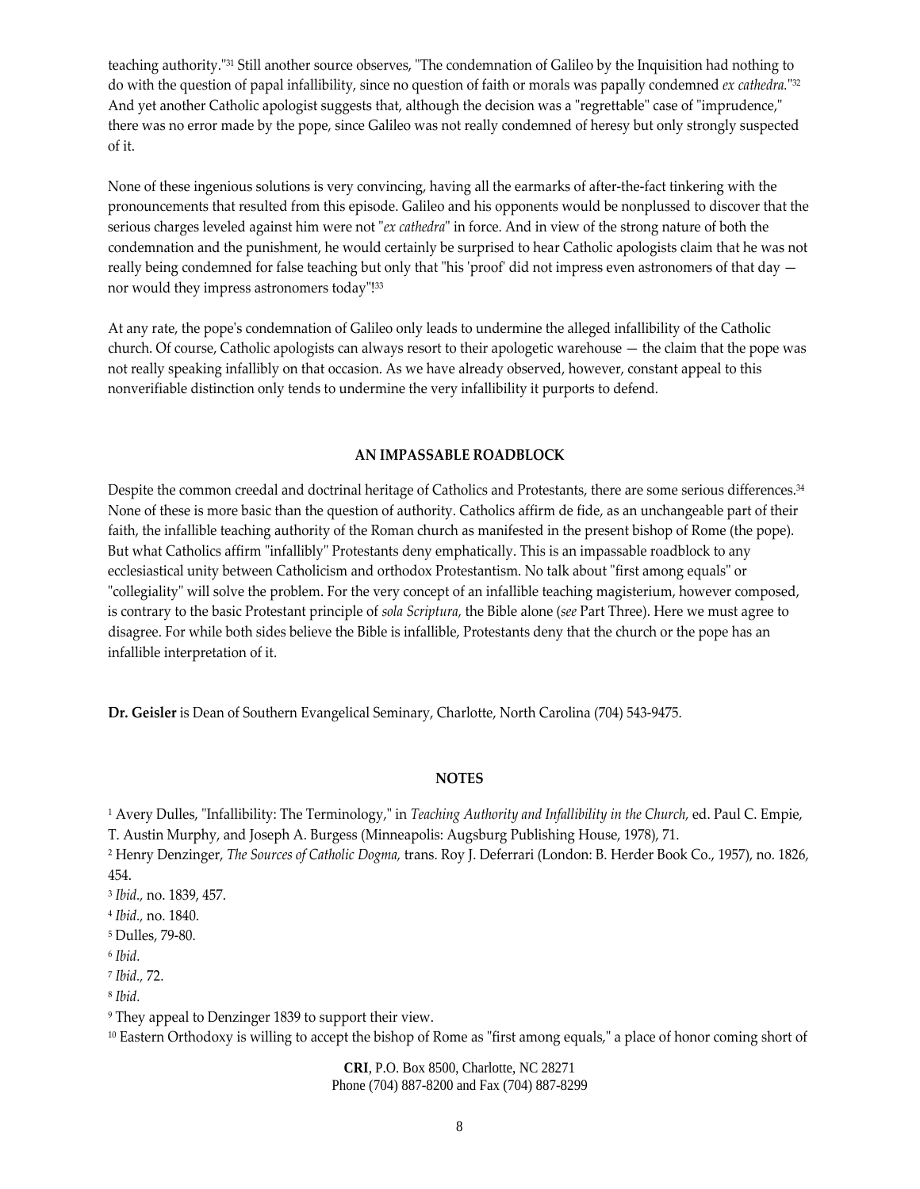teaching authority."[31] Still another source observes, "The condemnation of Galileo by the Inquisition had nothing to do with the question of papal infallibility, since no question of faith or morals was papally condemned *ex cathedra.*"[32] And yet another Catholic apologist suggests that, although the decision was a "regrettable" case of "imprudence," there was no error made by the pope, since Galileo was not really condemned of heresy but only strongly suspected of it.

None of these ingenious solutions is very convincing, having all the earmarks of after-the-fact tinkering with the pronouncements that resulted from this episode. Galileo and his opponents would be nonplussed to discover that the serious charges leveled against him were not "*ex cathedra*" in force. And in view of the strong nature of both the condemnation and the punishment, he would certainly be surprised to hear Catholic apologists claim that he was not really being condemned for false teaching but only that "his 'proof' did not impress even astronomers of that day — nor would they impress astronomers today"![33]

At any rate, the pope's condemnation of Galileo only leads to undermine the alleged infallibility of the Catholic church. Of course, Catholic apologists can always resort to their apologetic warehouse — the claim that the pope was not really speaking infallibly on that occasion. As we have already observed, however, constant appeal to this nonverifiable distinction only tends to undermine the very infallibility it purports to defend.

## AN IMPASSABLE ROADBLOCK

Despite the common creedal and doctrinal heritage of Catholics and Protestants, there are some serious differences.[34] None of these is more basic than the question of authority. Catholics affirm de fide, as an unchangeable part of their faith, the infallible teaching authority of the Roman church as manifested in the present bishop of Rome (the pope). But what Catholics affirm "infallibly" Protestants deny emphatically. This is an impassable roadblock to any ecclesiastical unity between Catholicism and orthodox Protestantism. No talk about "first among equals" or "collegiality" will solve the problem. For the very concept of an infallible teaching magisterium, however composed, is contrary to the basic Protestant principle of *sola Scriptura,* the Bible alone (*see* Part Three). Here we must agree to disagree. For while both sides believe the Bible is infallible, Protestants deny that the church or the pope has an infallible interpretation of it.

**Dr. Geisler** is Dean of Southern Evangelical Seminary, Charlotte, North Carolina (704) 543-9475.

## NOTES

[1] Avery Dulles, "Infallibility: The Terminology," in *Teaching Authority and Infallibility in the Church,* ed. Paul C. Empie, T. Austin Murphy, and Joseph A. Burgess (Minneapolis: Augsburg Publishing House, 1978), 71.

[2] Henry Denzinger, *The Sources of Catholic Dogma,* trans. Roy J. Deferrari (London: B. Herder Book Co., 1957), no. 1826, 454.

[3] *Ibid.*, no. 1839, 457.

[4] *Ibid.*, no. 1840.

[5] Dulles, 79-80.

[6] *Ibid.*

[7] *Ibid.*, 72.

[8] *Ibid.*

[9] They appeal to Denzinger 1839 to support their view.

[10] Eastern Orthodoxy is willing to accept the bishop of Rome as "first among equals," a place of honor coming short of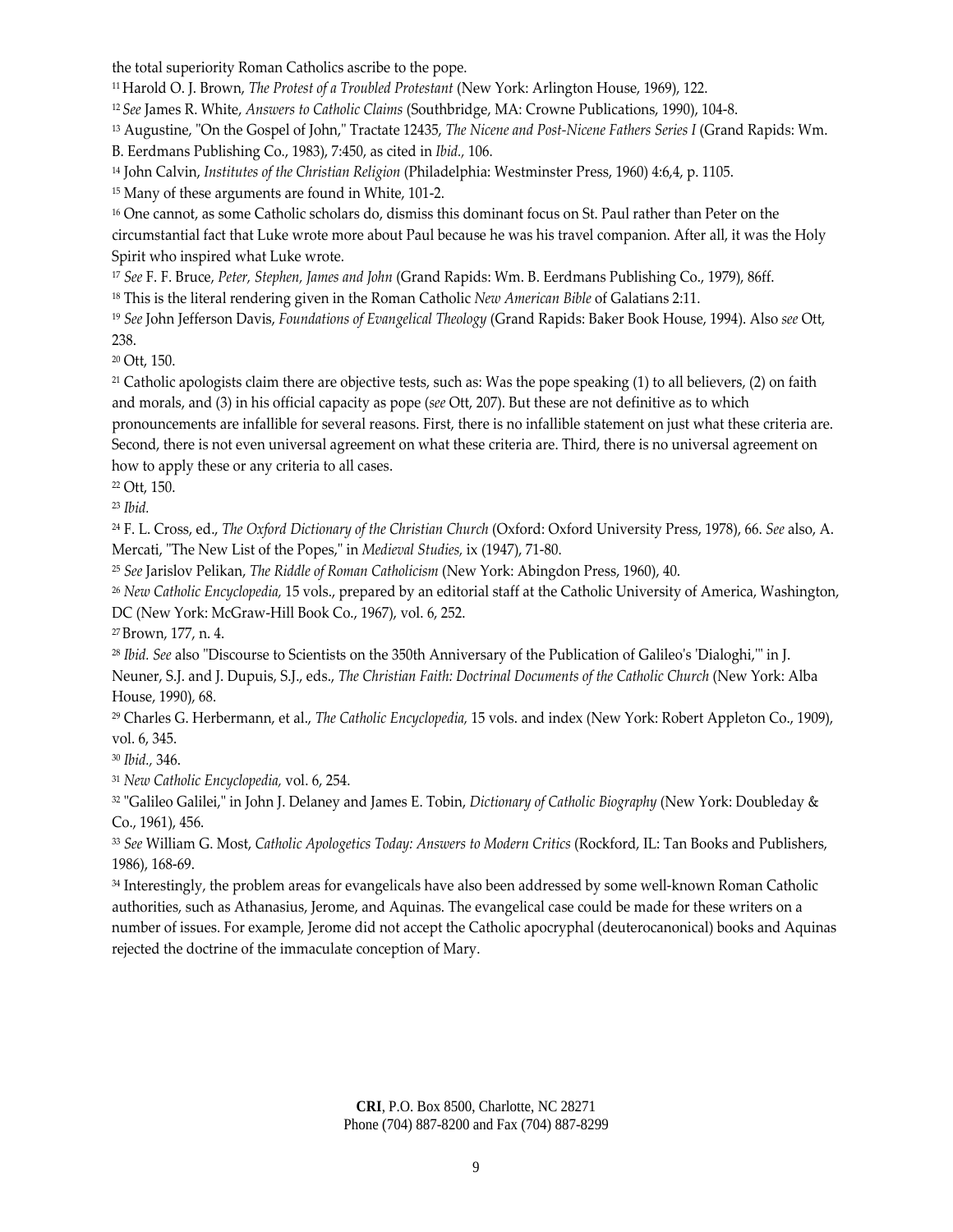the total superiority Roman Catholics ascribe to the pope.

[11] Harold O. J. Brown, *The Protest of a Troubled Protestant* (New York: Arlington House, 1969), 122.

[12] *See* James R. White, *Answers to Catholic Claims* (Southbridge, MA: Crowne Publications, 1990), 104-8.

[13] Augustine, "On the Gospel of John," Tractate 12435, *The Nicene and Post-Nicene Fathers Series I* (Grand Rapids: Wm. B. Eerdmans Publishing Co., 1983), 7:450, as cited in *Ibid.,* 106.

[14] John Calvin, *Institutes of the Christian Religion* (Philadelphia: Westminster Press, 1960) 4:6,4, p. 1105.

[15] Many of these arguments are found in White, 101-2.

[16] One cannot, as some Catholic scholars do, dismiss this dominant focus on St. Paul rather than Peter on the circumstantial fact that Luke wrote more about Paul because he was his travel companion. After all, it was the Holy Spirit who inspired what Luke wrote.

[17] *See* F. F. Bruce, *Peter, Stephen, James and John* (Grand Rapids: Wm. B. Eerdmans Publishing Co., 1979), 86ff.

[18] This is the literal rendering given in the Roman Catholic *New American Bible* of Galatians 2:11.

[19] *See* John Jefferson Davis, *Foundations of Evangelical Theology* (Grand Rapids: Baker Book House, 1994). Also *see* Ott, 238.

[20] Ott, 150.

[21] Catholic apologists claim there are objective tests, such as: Was the pope speaking (1) to all believers, (2) on faith and morals, and (3) in his official capacity as pope (*see* Ott, 207). But these are not definitive as to which pronouncements are infallible for several reasons. First, there is no infallible statement on just what these criteria are. Second, there is not even universal agreement on what these criteria are. Third, there is no universal agreement on how to apply these or any criteria to all cases.

[22] Ott, 150.

[23] *Ibid.*

[24] F. L. Cross, ed., *The Oxford Dictionary of the Christian Church* (Oxford: Oxford University Press, 1978), 66. *See* also, A. Mercati, "The New List of the Popes," in *Medieval Studies*, ix (1947), 71-80.

[25] *See* Jarislov Pelikan, *The Riddle of Roman Catholicism* (New York: Abingdon Press, 1960), 40.

[26] *New Catholic Encyclopedia,* 15 vols., prepared by an editorial staff at the Catholic University of America, Washington, DC (New York: McGraw-Hill Book Co., 1967), vol. 6, 252.

[27] Brown, 177, n. 4.

[28] *Ibid. See* also "Discourse to Scientists on the 350th Anniversary of the Publication of Galileo's 'Dialoghi,'" in J. Neuner, S.J. and J. Dupuis, S.J., eds., *The Christian Faith: Doctrinal Documents of the Catholic Church* (New York: Alba House, 1990), 68.

[29] Charles G. Herbermann, et al., *The Catholic Encyclopedia,* 15 vols. and index (New York: Robert Appleton Co., 1909), vol. 6, 345.

[30] *Ibid.,* 346.

[31] *New Catholic Encyclopedia,* vol. 6, 254.

[32] "Galileo Galilei," in John J. Delaney and James E. Tobin, *Dictionary of Catholic Biography* (New York: Doubleday & Co., 1961), 456.

[33] *See* William G. Most, *Catholic Apologetics Today: Answers to Modern Critics* (Rockford, IL: Tan Books and Publishers, 1986), 168-69.

[34] Interestingly, the problem areas for evangelicals have also been addressed by some well-known Roman Catholic authorities, such as Athanasius, Jerome, and Aquinas. The evangelical case could be made for these writers on a number of issues. For example, Jerome did not accept the Catholic apocryphal (deuterocanonical) books and Aquinas rejected the doctrine of the immaculate conception of Mary.

**CRI**, P.O. Box 8500, Charlotte, NC 28271
Phone (704) 887-8200 and Fax (704) 887-8299